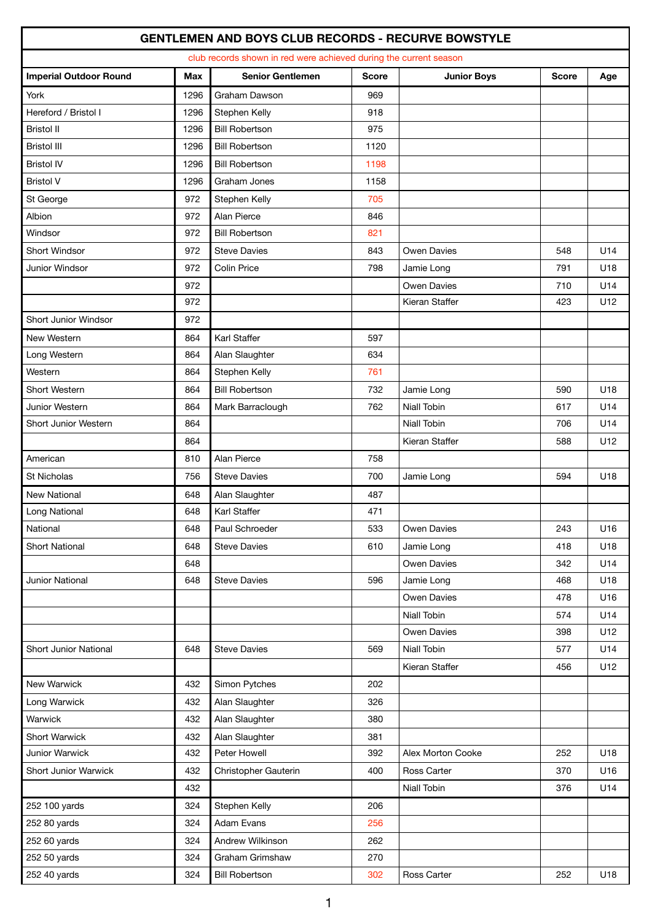# GENTLEMEN AND BOYS CLUB RECORDS - RECURVE BOWSTYLE

club records shown in red were achieved during the current season

| Imperial Outdoor Round | Max | Senior Gentlemen | Score | Junior Boys | Score | Age |
|---|---|---|---|---|---|---|
| York | 1296 | Graham Dawson | 969 | | | |
| Hereford / Bristol I | 1296 | Stephen Kelly | 918 | | | |
| Bristol II | 1296 | Bill Robertson | 975 | | | |
| Bristol III | 1296 | Bill Robertson | 1120 | | | |
| Bristol IV | 1296 | Bill Robertson | 1198 | | | |
| Bristol V | 1296 | Graham Jones | 1158 | | | |
| St George | 972 | Stephen Kelly | 705 | | | |
| Albion | 972 | Alan Pierce | 846 | | | |
| Windsor | 972 | Bill Robertson | 821 | | | |
| Short Windsor | 972 | Steve Davies | 843 | Owen Davies | 548 | U14 |
| Junior Windsor | 972 | Colin Price | 798 | Jamie Long | 791 | U18 |
| | 972 | | | Owen Davies | 710 | U14 |
| | 972 | | | Kieran Staffer | 423 | U12 |
| Short Junior Windsor | 972 | | | | | |
| New Western | 864 | Karl Staffer | 597 | | | |
| Long Western | 864 | Alan Slaughter | 634 | | | |
| Western | 864 | Stephen Kelly | 761 | | | |
| Short Western | 864 | Bill Robertson | 732 | Jamie Long | 590 | U18 |
| Junior Western | 864 | Mark Barraclough | 762 | Niall Tobin | 617 | U14 |
| Short Junior Western | 864 | | | Niall Tobin | 706 | U14 |
| | 864 | | | Kieran Staffer | 588 | U12 |
| American | 810 | Alan Pierce | 758 | | | |
| St Nicholas | 756 | Steve Davies | 700 | Jamie Long | 594 | U18 |
| New National | 648 | Alan Slaughter | 487 | | | |
| Long National | 648 | Karl Staffer | 471 | | | |
| National | 648 | Paul Schroeder | 533 | Owen Davies | 243 | U16 |
| Short National | 648 | Steve Davies | 610 | Jamie Long | 418 | U18 |
| | 648 | | | Owen Davies | 342 | U14 |
| Junior National | 648 | Steve Davies | 596 | Jamie Long | 468 | U18 |
| | | | | Owen Davies | 478 | U16 |
| | | | | Niall Tobin | 574 | U14 |
| | | | | Owen Davies | 398 | U12 |
| Short Junior National | 648 | Steve Davies | 569 | Niall Tobin | 577 | U14 |
| | | | | Kieran Staffer | 456 | U12 |
| New Warwick | 432 | Simon Pytches | 202 | | | |
| Long Warwick | 432 | Alan Slaughter | 326 | | | |
| Warwick | 432 | Alan Slaughter | 380 | | | |
| Short Warwick | 432 | Alan Slaughter | 381 | | | |
| Junior Warwick | 432 | Peter Howell | 392 | Alex Morton Cooke | 252 | U18 |
| Short Junior Warwick | 432 | Christopher Gauterin | 400 | Ross Carter | 370 | U16 |
| | 432 | | | Niall Tobin | 376 | U14 |
| 252 100 yards | 324 | Stephen Kelly | 206 | | | |
| 252 80 yards | 324 | Adam Evans | 256 | | | |
| 252 60 yards | 324 | Andrew Wilkinson | 262 | | | |
| 252 50 yards | 324 | Graham Grimshaw | 270 | | | |
| 252 40 yards | 324 | Bill Robertson | 302 | Ross Carter | 252 | U18 |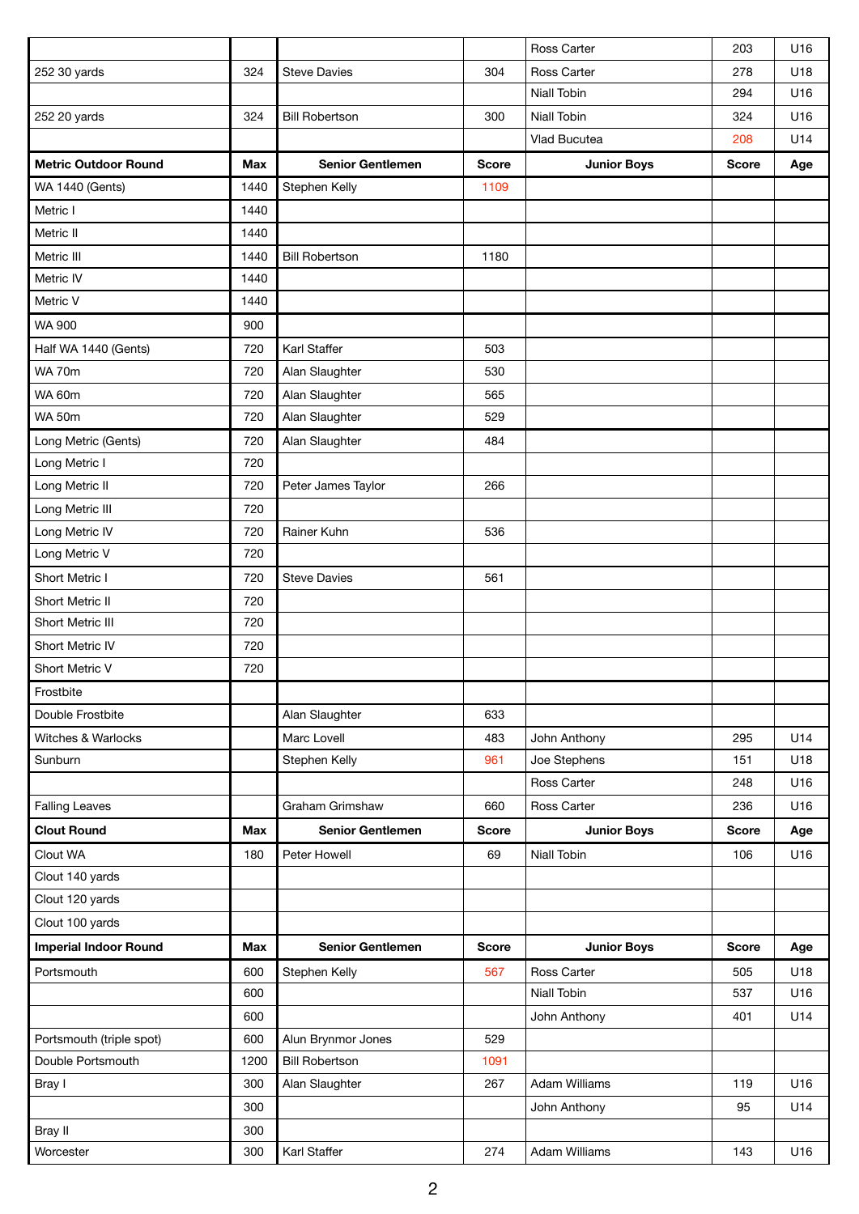| | | | | Ross Carter | 203 | U16 |
|---|---|---|---|---|---|---|
| 252 30 yards | 324 | Steve Davies | 304 | Ross Carter | 278 | U18 |
| | | | | Niall Tobin | 294 | U16 |
| 252 20 yards | 324 | Bill Robertson | 300 | Niall Tobin | 324 | U16 |
| | | | | Vlad Bucutea | 208 | U14 |
| **Metric Outdoor Round** | **Max** | **Senior Gentlemen** | **Score** | **Junior Boys** | **Score** | **Age** |
| WA 1440 (Gents) | 1440 | Stephen Kelly | 1109 | | | |
| Metric I | 1440 | | | | | |
| Metric II | 1440 | | | | | |
| Metric III | 1440 | Bill Robertson | 1180 | | | |
| Metric IV | 1440 | | | | | |
| Metric V | 1440 | | | | | |
| WA 900 | 900 | | | | | |
| Half WA 1440 (Gents) | 720 | Karl Staffer | 503 | | | |
| WA 70m | 720 | Alan Slaughter | 530 | | | |
| WA 60m | 720 | Alan Slaughter | 565 | | | |
| WA 50m | 720 | Alan Slaughter | 529 | | | |
| Long Metric (Gents) | 720 | Alan Slaughter | 484 | | | |
| Long Metric I | 720 | | | | | |
| Long Metric II | 720 | Peter James Taylor | 266 | | | |
| Long Metric III | 720 | | | | | |
| Long Metric IV | 720 | Rainer Kuhn | 536 | | | |
| Long Metric V | 720 | | | | | |
| Short Metric I | 720 | Steve Davies | 561 | | | |
| Short Metric II | 720 | | | | | |
| Short Metric III | 720 | | | | | |
| Short Metric IV | 720 | | | | | |
| Short Metric V | 720 | | | | | |
| Frostbite | | | | | | |
| Double Frostbite | | Alan Slaughter | 633 | | | |
| Witches & Warlocks | | Marc Lovell | 483 | John Anthony | 295 | U14 |
| Sunburn | | Stephen Kelly | 961 | Joe Stephens | 151 | U18 |
| | | | | Ross Carter | 248 | U16 |
| Falling Leaves | | Graham Grimshaw | 660 | Ross Carter | 236 | U16 |
| **Clout Round** | **Max** | **Senior Gentlemen** | **Score** | **Junior Boys** | **Score** | **Age** |
| Clout WA | 180 | Peter Howell | 69 | Niall Tobin | 106 | U16 |
| Clout 140 yards | | | | | | |
| Clout 120 yards | | | | | | |
| Clout 100 yards | | | | | | |
| **Imperial Indoor Round** | **Max** | **Senior Gentlemen** | **Score** | **Junior Boys** | **Score** | **Age** |
| Portsmouth | 600 | Stephen Kelly | 567 | Ross Carter | 505 | U18 |
| | 600 | | | Niall Tobin | 537 | U16 |
| | 600 | | | John Anthony | 401 | U14 |
| Portsmouth (triple spot) | 600 | Alun Brynmor Jones | 529 | | | |
| Double Portsmouth | 1200 | Bill Robertson | 1091 | | | |
| Bray I | 300 | Alan Slaughter | 267 | Adam Williams | 119 | U16 |
| | 300 | | | John Anthony | 95 | U14 |
| Bray II | 300 | | | | | |
| Worcester | 300 | Karl Staffer | 274 | Adam Williams | 143 | U16 |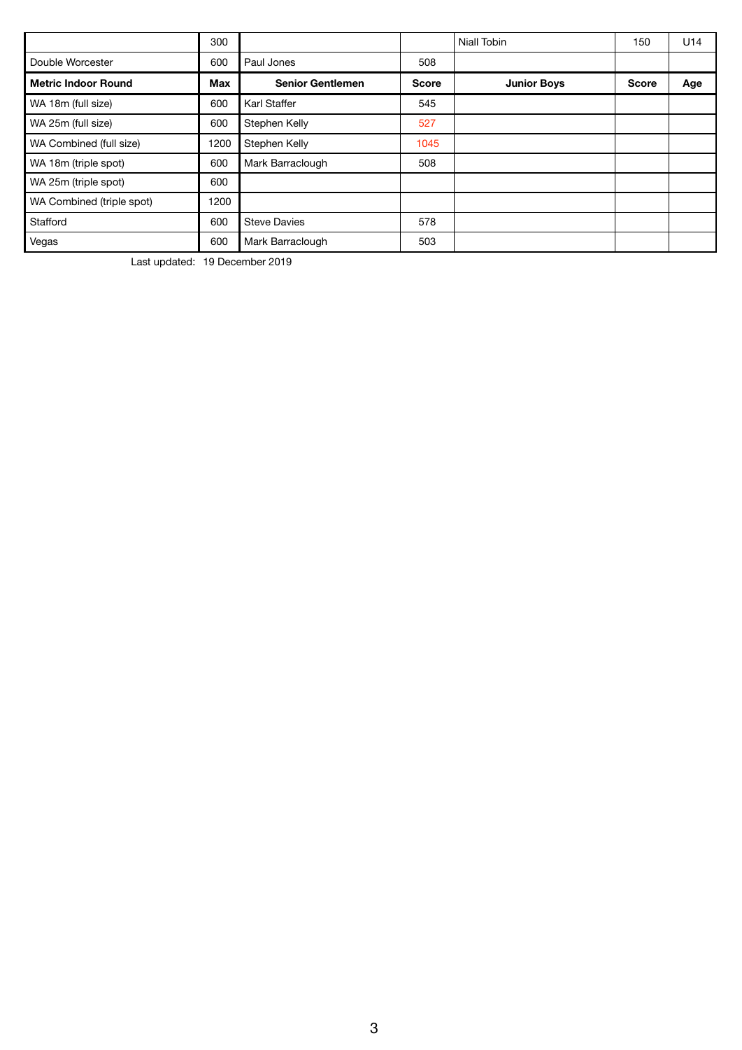| | | | | | | |
|---|---|---|---|---|---|---|
| | 300 | | | Niall Tobin | 150 | U14 |
| Double Worcester | 600 | Paul Jones | 508 | | | |
| **Metric Indoor Round** | **Max** | **Senior Gentlemen** | **Score** | **Junior Boys** | **Score** | **Age** |
| WA 18m (full size) | 600 | Karl Staffer | 545 | | | |
| WA 25m (full size) | 600 | Stephen Kelly | 527 | | | |
| WA Combined (full size) | 1200 | Stephen Kelly | 1045 | | | |
| WA 18m (triple spot) | 600 | Mark Barraclough | 508 | | | |
| WA 25m (triple spot) | 600 | | | | | |
| WA Combined (triple spot) | 1200 | | | | | |
| Stafford | 600 | Steve Davies | 578 | | | |
| Vegas | 600 | Mark Barraclough | 503 | | | |

Last updated: 19 December 2019